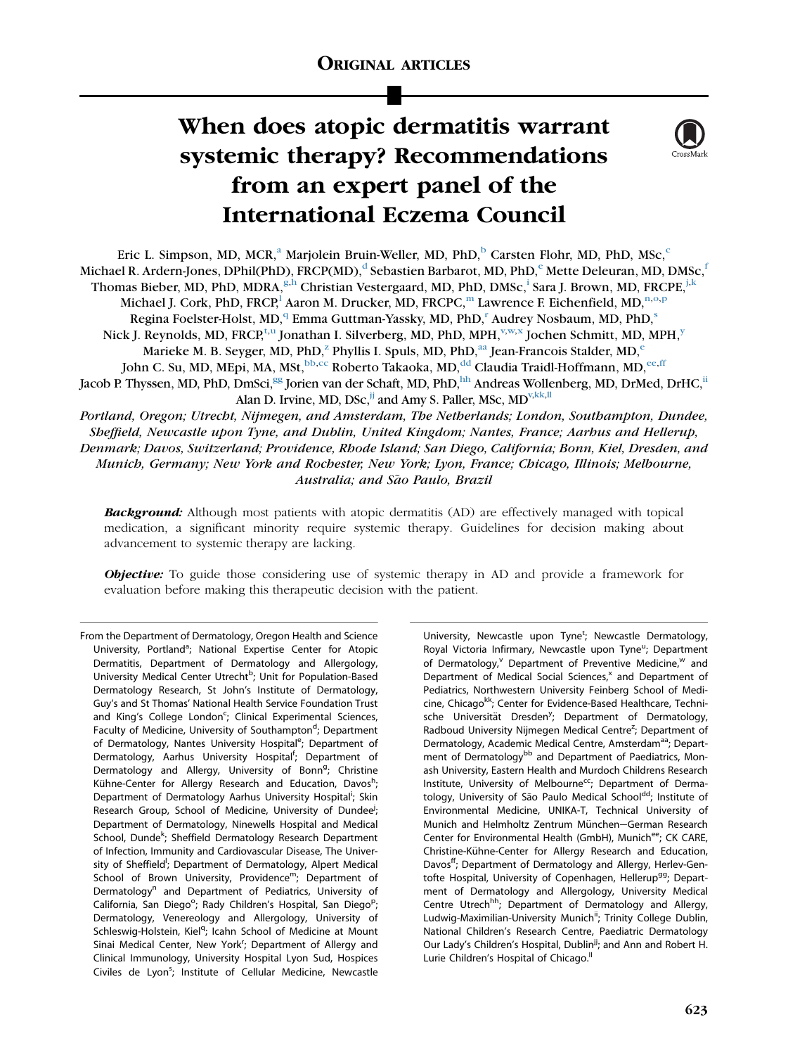ORIGINAL ARTICLES

# When does atopic dermatitis warrant systemic therapy? Recommendations from an expert panel of the International Eczema Council

Eric L. Simpson, MD, MCR,[a] Marjolein Bruin-Weller, MD, PhD,[b] Carsten Flohr, MD, PhD, MSc,[c] Michael R. Ardern-Jones, DPhil(PhD), FRCP(MD),[d] Sebastien Barbarot, MD, PhD,[e] Mette Deleuran, MD, DMSc,[f] Thomas Bieber, MD, PhD, MDRA,[g,h] Christian Vestergaard, MD, PhD, DMSc,[i] Sara J. Brown, MD, FRCPE,[j,k] Michael J. Cork, PhD, FRCP,[l] Aaron M. Drucker, MD, FRCPC,[m] Lawrence F. Eichenfield, MD,[n,o,p] Regina Foelster-Holst, MD,[q] Emma Guttman-Yassky, MD, PhD,[r] Audrey Nosbaum, MD, PhD,[s] Nick J. Reynolds, MD, FRCP,[t,u] Jonathan I. Silverberg, MD, PhD, MPH,[v,w,x] Jochen Schmitt, MD, MPH,[y] Marieke M. B. Seyger, MD, PhD,[z] Phyllis I. Spuls, MD, PhD,[aa] Jean-Francois Stalder, MD,[e] John C. Su, MD, MEpi, MA, MSt,[bb,cc] Roberto Takaoka, MD,[dd] Claudia Traidl-Hoffmann, MD,[ee,ff] Jacob P. Thyssen, MD, PhD, DmSci,[gg] Jorien van der Schaft, MD, PhD,[hh] Andreas Wollenberg, MD, DrMed, DrHC,[ii] Alan D. Irvine, MD, DSc,[jj] and Amy S. Paller, MD[v,kk,ll]

*Portland, Oregon; Utrecht, Nijmegen, and Amsterdam, The Netherlands; London, Southampton, Dundee, Sheffield, Newcastle upon Tyne, and Dublin, United Kingdom; Nantes, France; Aarhus and Hellerup, Denmark; Davos, Switzerland; Providence, Rhode Island; San Diego, California; Bonn, Kiel, Dresden, and Munich, Germany; New York and Rochester, New York; Lyon, France; Chicago, Illinois; Melbourne, Australia; and São Paulo, Brazil*

***Background:*** Although most patients with atopic dermatitis (AD) are effectively managed with topical medication, a significant minority require systemic therapy. Guidelines for decision making about advancement to systemic therapy are lacking.

***Objective:*** To guide those considering use of systemic therapy in AD and provide a framework for evaluation before making this therapeutic decision with the patient.

From the Department of Dermatology, Oregon Health and Science University, Portland[a]; National Expertise Center for Atopic Dermatitis, Department of Dermatology and Allergology, University Medical Center Utrecht[b]; Unit for Population-Based Dermatology Research, St John's Institute of Dermatology, Guy's and St Thomas' National Health Service Foundation Trust and King's College London[c]; Clinical Experimental Sciences, Faculty of Medicine, University of Southampton[d]; Department of Dermatology, Nantes University Hospital[e]; Department of Dermatology, Aarhus University Hospital[f]; Department of Dermatology and Allergy, University of Bonn[g]; Christine Kühne-Center for Allergy Research and Education, Davos[h]; Department of Dermatology Aarhus University Hospital[i]; Skin Research Group, School of Medicine, University of Dundee[j]; Department of Dermatology, Ninewells Hospital and Medical School, Dunde[k]; Sheffield Dermatology Research Department of Infection, Immunity and Cardiovascular Disease, The University of Sheffield[l]; Department of Dermatology, Alpert Medical School of Brown University, Providence[m]; Department of Dermatology[n] and Department of Pediatrics, University of California, San Diego[o]; Rady Children's Hospital, San Diego[p]; Dermatology, Venereology and Allergology, University of Schleswig-Holstein, Kiel[q]; Icahn School of Medicine at Mount Sinai Medical Center, New York[r]; Department of Allergy and Clinical Immunology, University Hospital Lyon Sud, Hospices Civiles de Lyon[s]; Institute of Cellular Medicine, Newcastle University, Newcastle upon Tyne[t]; Newcastle Dermatology, Royal Victoria Infirmary, Newcastle upon Tyne[u]; Department of Dermatology,[v] Department of Preventive Medicine,[w] and Department of Medical Social Sciences,[x] and Department of Pediatrics, Northwestern University Feinberg School of Medicine, Chicago[kk]; Center for Evidence-Based Healthcare, Technische Universität Dresden[y]; Department of Dermatology, Radboud University Nijmegen Medical Centre[z]; Department of Dermatology, Academic Medical Centre, Amsterdam[aa]; Department of Dermatology[bb] and Department of Paediatrics, Monash University, Eastern Health and Murdoch Childrens Research Institute, University of Melbourne[cc]; Department of Dermatology, University of São Paulo Medical School[dd]; Institute of Environmental Medicine, UNIKA-T, Technical University of Munich and Helmholtz Zentrum München—German Research Center for Environmental Health (GmbH), Munich[ee]; CK CARE, Christine-Kühne-Center for Allergy Research and Education, Davos[ff]; Department of Dermatology and Allergy, Herlev-Gentofte Hospital, University of Copenhagen, Hellerup[gg]; Department of Dermatology and Allergology, University Medical Centre Utrech[hh]; Department of Dermatology and Allergy, Ludwig-Maximilian-University Munich[ii]; Trinity College Dublin, National Children's Research Centre, Paediatric Dermatology Our Lady's Children's Hospital, Dublin[jj]; and Ann and Robert H. Lurie Children's Hospital of Chicago.[ll]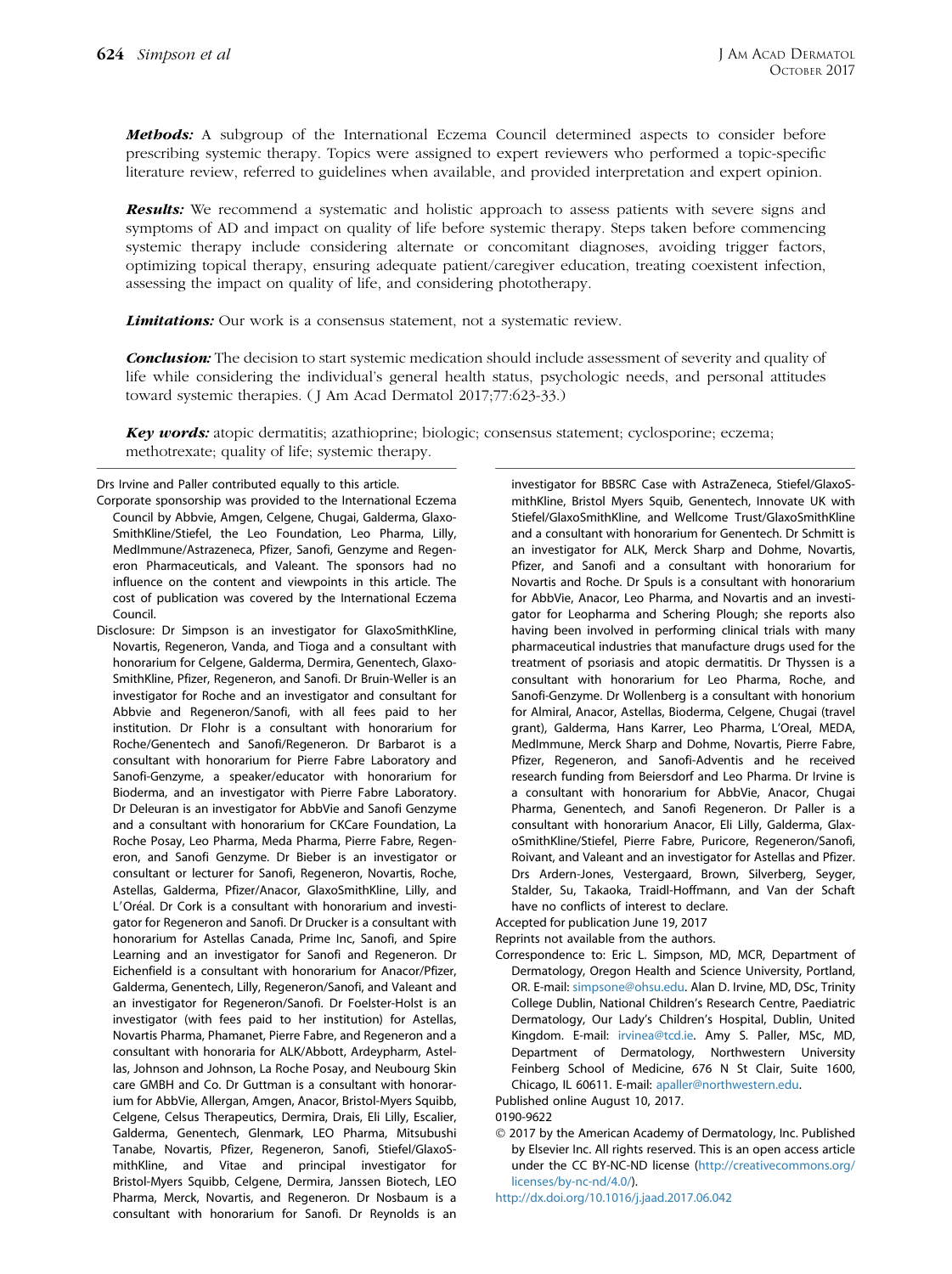***Methods:*** A subgroup of the International Eczema Council determined aspects to consider before prescribing systemic therapy. Topics were assigned to expert reviewers who performed a topic-specific literature review, referred to guidelines when available, and provided interpretation and expert opinion.

***Results:*** We recommend a systematic and holistic approach to assess patients with severe signs and symptoms of AD and impact on quality of life before systemic therapy. Steps taken before commencing systemic therapy include considering alternate or concomitant diagnoses, avoiding trigger factors, optimizing topical therapy, ensuring adequate patient/caregiver education, treating coexistent infection, assessing the impact on quality of life, and considering phototherapy.

***Limitations:*** Our work is a consensus statement, not a systematic review.

***Conclusion:*** The decision to start systemic medication should include assessment of severity and quality of life while considering the individual's general health status, psychologic needs, and personal attitudes toward systemic therapies. (J Am Acad Dermatol 2017;77:623-33.)

***Key words:*** atopic dermatitis; azathioprine; biologic; consensus statement; cyclosporine; eczema; methotrexate; quality of life; systemic therapy.

---

Drs Irvine and Paller contributed equally to this article.

Corporate sponsorship was provided to the International Eczema Council by Abbvie, Amgen, Celgene, Chugai, Galderma, GlaxoSmithKline/Stiefel, the Leo Foundation, Leo Pharma, Lilly, MedImmune/Astrazeneca, Pfizer, Sanofi, Genzyme and Regeneron Pharmaceuticals, and Valeant. The sponsors had no influence on the content and viewpoints in this article. The cost of publication was covered by the International Eczema Council.

Disclosure: Dr Simpson is an investigator for GlaxoSmithKline, Novartis, Regeneron, Vanda, and Tioga and a consultant with honorarium for Celgene, Galderma, Dermira, Genentech, GlaxoSmithKline, Pfizer, Regeneron, and Sanofi. Dr Bruin-Weller is an investigator for Roche and an investigator and consultant for Abbvie and Regeneron/Sanofi, with all fees paid to her institution. Dr Flohr is a consultant with honorarium for Roche/Genentech and Sanofi/Regeneron. Dr Barbarot is a consultant with honorarium for Pierre Fabre Laboratory and Sanofi-Genzyme, a speaker/educator with honorarium for Bioderma, and an investigator with Pierre Fabre Laboratory. Dr Deleuran is an investigator for AbbVie and Sanofi Genzyme and a consultant with honorarium for CKCare Foundation, La Roche Posay, Leo Pharma, Meda Pharma, Pierre Fabre, Regeneron, and Sanofi Genzyme. Dr Bieber is an investigator or consultant or lecturer for Sanofi, Regeneron, Novartis, Roche, Astellas, Galderma, Pfizer/Anacor, GlaxoSmithKline, Lilly, and L'Oréal. Dr Cork is a consultant with honorarium and investigator for Regeneron and Sanofi. Dr Drucker is a consultant with honorarium for Astellas Canada, Prime Inc, Sanofi, and Spire Learning and an investigator for Sanofi and Regeneron. Dr Eichenfield is a consultant with honorarium for Anacor/Pfizer, Galderma, Genentech, Lilly, Regeneron/Sanofi, and Valeant and an investigator for Regeneron/Sanofi. Dr Foelster-Holst is an investigator (with fees paid to her institution) for Astellas, Novartis Pharma, Phamanet, Pierre Fabre, and Regeneron and a consultant with honoraria for ALK/Abbott, Ardeypharm, Astellas, Johnson and Johnson, La Roche Posay, and Neubourg Skin care GMBH and Co. Dr Guttman is a consultant with honorarium for AbbVie, Allergan, Amgen, Anacor, Bristol-Myers Squibb, Celgene, Celsus Therapeutics, Dermira, Drais, Eli Lilly, Escalier, Galderma, Genentech, Glenmark, LEO Pharma, Mitsubushi Tanabe, Novartis, Pfizer, Regeneron, Sanofi, Stiefel/GlaxoSmithKline, and Vitae and principal investigator for Bristol-Myers Squibb, Celgene, Dermira, Janssen Biotech, LEO Pharma, Merck, Novartis, and Regeneron. Dr Nosbaum is a consultant with honorarium for Sanofi. Dr Reynolds is an investigator for BBSRC Case with AstraZeneca, Stiefel/GlaxoSmithKline, Bristol Myers Squib, Genentech, Innovate UK with Stiefel/GlaxoSmithKline, and Wellcome Trust/GlaxoSmithKline and a consultant with honorarium for Genentech. Dr Schmitt is an investigator for ALK, Merck Sharp and Dohme, Novartis, Pfizer, and Sanofi and a consultant with honorarium for Novartis and Roche. Dr Spuls is a consultant with honorarium for AbbVie, Anacor, Leo Pharma, and Novartis and an investigator for Leopharma and Schering Plough; she reports also having been involved in performing clinical trials with many pharmaceutical industries that manufacture drugs used for the treatment of psoriasis and atopic dermatitis. Dr Thyssen is a consultant with honorarium for Leo Pharma, Roche, and Sanofi-Genzyme. Dr Wollenberg is a consultant with honorium for Almiral, Anacor, Astellas, Bioderma, Celgene, Chugai (travel grant), Galderma, Hans Karrer, Leo Pharma, L'Oreal, MEDA, MedImmune, Merck Sharp and Dohme, Novartis, Pierre Fabre, Pfizer, Regeneron, and Sanofi-Adventis and he received research funding from Beiersdorf and Leo Pharma. Dr Irvine is a consultant with honorarium for AbbVie, Anacor, Chugai Pharma, Genentech, and Sanofi Regeneron. Dr Paller is a consultant with honorarium Anacor, Eli Lilly, Galderma, GlaxoSmithKline/Stiefel, Pierre Fabre, Puricore, Regeneron/Sanofi, Roivant, and Valeant and an investigator for Astellas and Pfizer. Drs Ardern-Jones, Vestergaard, Brown, Silverberg, Seyger, Stalder, Su, Takaoka, Traidl-Hoffmann, and Van der Schaft have no conflicts of interest to declare.

Accepted for publication June 19, 2017.

Reprints not available from the authors.

Correspondence to: Eric L. Simpson, MD, MCR, Department of Dermatology, Oregon Health and Science University, Portland, OR. E-mail: simpsone@ohsu.edu. Alan D. Irvine, MD, DSc, Trinity College Dublin, National Children's Research Centre, Paediatric Dermatology, Our Lady's Children's Hospital, Dublin, United Kingdom. E-mail: irvinea@tcd.ie. Amy S. Paller, MSc, MD, Department of Dermatology, Northwestern University Feinberg School of Medicine, 676 N St Clair, Suite 1600, Chicago, IL 60611. E-mail: apaller@northwestern.edu.

Published online August 10, 2017.

0190-9622

© 2017 by the American Academy of Dermatology, Inc. Published by Elsevier Inc. All rights reserved. This is an open access article under the CC BY-NC-ND license (http://creativecommons.org/licenses/by-nc-nd/4.0/).

http://dx.doi.org/10.1016/j.jaad.2017.06.042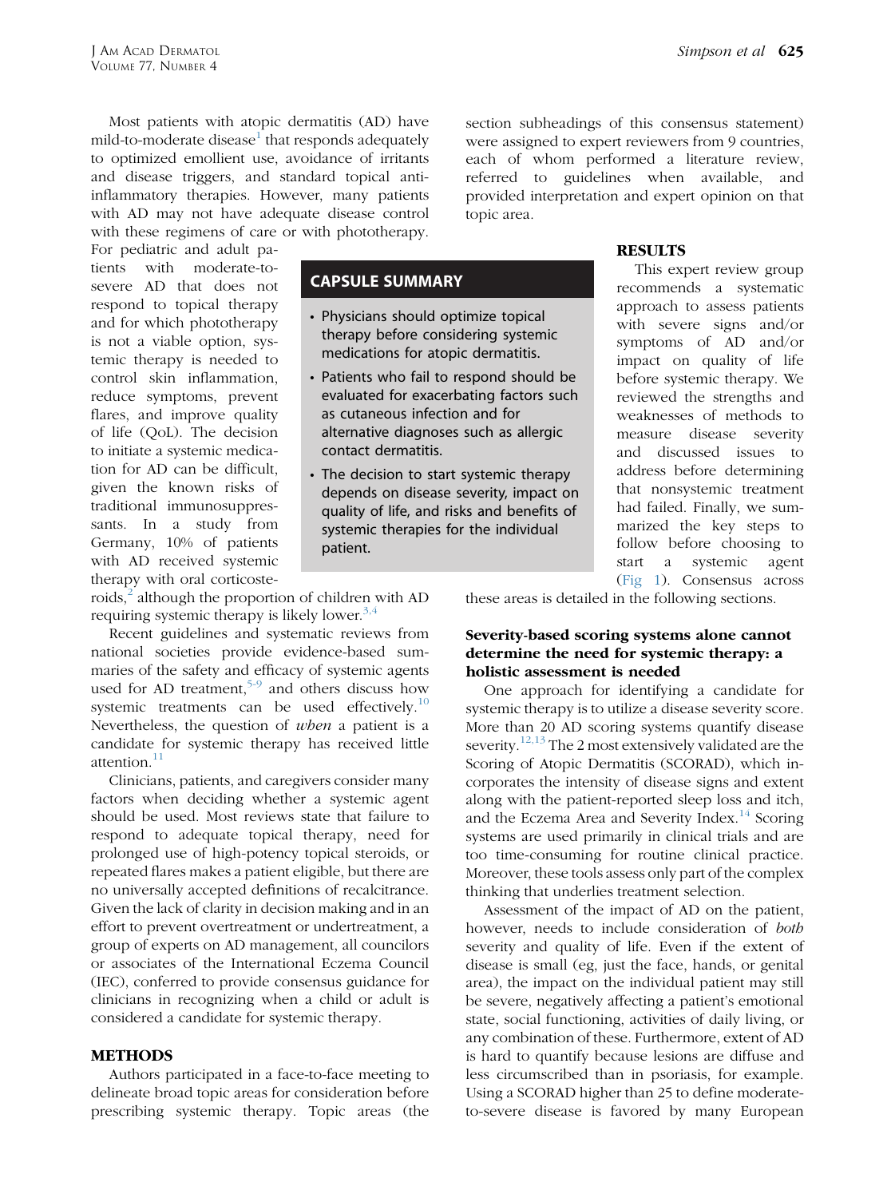Most patients with atopic dermatitis (AD) have mild-to-moderate disease[1] that responds adequately to optimized emollient use, avoidance of irritants and disease triggers, and standard topical anti-inflammatory therapies. However, many patients with AD may not have adequate disease control with these regimens of care or with phototherapy. For pediatric and adult patients with moderate-to-severe AD that does not respond to topical therapy and for which phototherapy is not a viable option, systemic therapy is needed to control skin inflammation, reduce symptoms, prevent flares, and improve quality of life (QoL). The decision to initiate a systemic medication for AD can be difficult, given the known risks of traditional immunosuppressants. In a study from Germany, 10% of patients with AD received systemic therapy with oral corticosteroids,[2] although the proportion of children with AD requiring systemic therapy is likely lower.[3,4]

## CAPSULE SUMMARY

- Physicians should optimize topical therapy before considering systemic medications for atopic dermatitis.
- Patients who fail to respond should be evaluated for exacerbating factors such as cutaneous infection and for alternative diagnoses such as allergic contact dermatitis.
- The decision to start systemic therapy depends on disease severity, impact on quality of life, and risks and benefits of systemic therapies for the individual patient.

Recent guidelines and systematic reviews from national societies provide evidence-based summaries of the safety and efficacy of systemic agents used for AD treatment,[5-9] and others discuss how systemic treatments can be used effectively.[10] Nevertheless, the question of *when* a patient is a candidate for systemic therapy has received little attention.[11]

Clinicians, patients, and caregivers consider many factors when deciding whether a systemic agent should be used. Most reviews state that failure to respond to adequate topical therapy, need for prolonged use of high-potency topical steroids, or repeated flares makes a patient eligible, but there are no universally accepted definitions of recalcitrance. Given the lack of clarity in decision making and in an effort to prevent overtreatment or undertreatment, a group of experts on AD management, all councilors or associates of the International Eczema Council (IEC), conferred to provide consensus guidance for clinicians in recognizing when a child or adult is considered a candidate for systemic therapy.

## METHODS

Authors participated in a face-to-face meeting to delineate broad topic areas for consideration before prescribing systemic therapy. Topic areas (the section subheadings of this consensus statement) were assigned to expert reviewers from 9 countries, each of whom performed a literature review, referred to guidelines when available, and provided interpretation and expert opinion on that topic area.

## RESULTS

This expert review group recommends a systematic approach to assess patients with severe signs and/or symptoms of AD and/or impact on quality of life before systemic therapy. We reviewed the strengths and weaknesses of methods to measure disease severity and discussed issues to address before determining that nonsystemic treatment had failed. Finally, we summarized the key steps to follow before choosing to start a systemic agent (Fig 1). Consensus across these areas is detailed in the following sections.

### Severity-based scoring systems alone cannot determine the need for systemic therapy: a holistic assessment is needed

One approach for identifying a candidate for systemic therapy is to utilize a disease severity score. More than 20 AD scoring systems quantify disease severity.[12,13] The 2 most extensively validated are the Scoring of Atopic Dermatitis (SCORAD), which incorporates the intensity of disease signs and extent along with the patient-reported sleep loss and itch, and the Eczema Area and Severity Index.[14] Scoring systems are used primarily in clinical trials and are too time-consuming for routine clinical practice. Moreover, these tools assess only part of the complex thinking that underlies treatment selection.

Assessment of the impact of AD on the patient, however, needs to include consideration of *both* severity and quality of life. Even if the extent of disease is small (eg, just the face, hands, or genital area), the impact on the individual patient may still be severe, negatively affecting a patient's emotional state, social functioning, activities of daily living, or any combination of these. Furthermore, extent of AD is hard to quantify because lesions are diffuse and less circumscribed than in psoriasis, for example. Using a SCORAD higher than 25 to define moderate-to-severe disease is favored by many European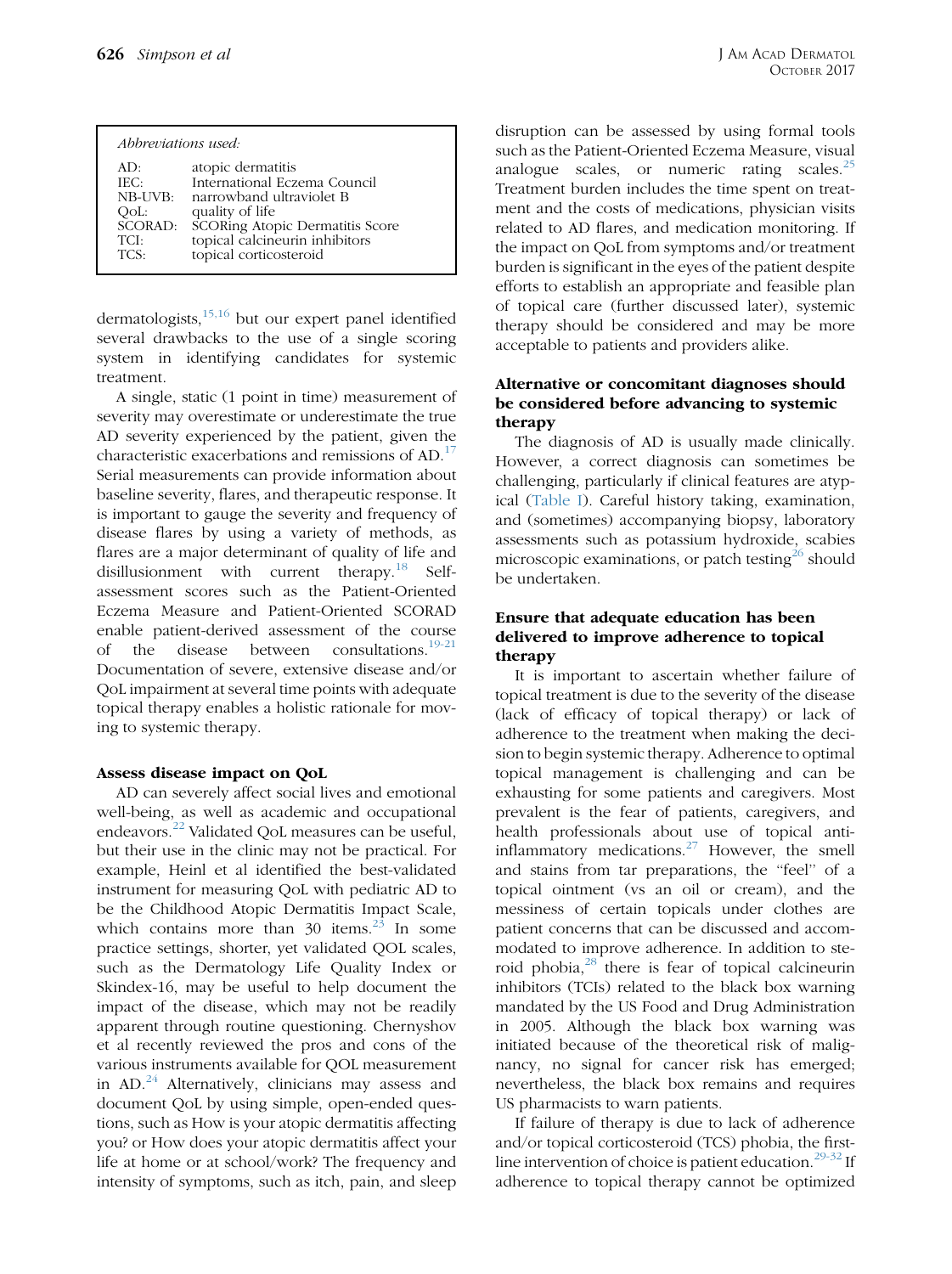*Abbreviations used:*

| | |
|---|---|
| AD: | atopic dermatitis |
| IEC: | International Eczema Council |
| NB-UVB: | narrowband ultraviolet B |
| QoL: | quality of life |
| SCORAD: | SCORing Atopic Dermatitis Score |
| TCI: | topical calcineurin inhibitors |
| TCS: | topical corticosteroid |

dermatologists,[15,16] but our expert panel identified several drawbacks to the use of a single scoring system in identifying candidates for systemic treatment.

A single, static (1 point in time) measurement of severity may overestimate or underestimate the true AD severity experienced by the patient, given the characteristic exacerbations and remissions of AD.[17] Serial measurements can provide information about baseline severity, flares, and therapeutic response. It is important to gauge the severity and frequency of disease flares by using a variety of methods, as flares are a major determinant of quality of life and disillusionment with current therapy.[18] Self-assessment scores such as the Patient-Oriented Eczema Measure and Patient-Oriented SCORAD enable patient-derived assessment of the course of the disease between consultations.[19-21] Documentation of severe, extensive disease and/or QoL impairment at several time points with adequate topical therapy enables a holistic rationale for moving to systemic therapy.

### Assess disease impact on QoL

AD can severely affect social lives and emotional well-being, as well as academic and occupational endeavors.[22] Validated QoL measures can be useful, but their use in the clinic may not be practical. For example, Heinl et al identified the best-validated instrument for measuring QoL with pediatric AD to be the Childhood Atopic Dermatitis Impact Scale, which contains more than 30 items.[23] In some practice settings, shorter, yet validated QOL scales, such as the Dermatology Life Quality Index or Skindex-16, may be useful to help document the impact of the disease, which may not be readily apparent through routine questioning. Chernyshov et al recently reviewed the pros and cons of the various instruments available for QOL measurement in AD.[24] Alternatively, clinicians may assess and document QoL by using simple, open-ended questions, such as How is your atopic dermatitis affecting you? or How does your atopic dermatitis affect your life at home or at school/work? The frequency and intensity of symptoms, such as itch, pain, and sleep disruption can be assessed by using formal tools such as the Patient-Oriented Eczema Measure, visual analogue scales, or numeric rating scales.[25] Treatment burden includes the time spent on treatment and the costs of medications, physician visits related to AD flares, and medication monitoring. If the impact on QoL from symptoms and/or treatment burden is significant in the eyes of the patient despite efforts to establish an appropriate and feasible plan of topical care (further discussed later), systemic therapy should be considered and may be more acceptable to patients and providers alike.

### Alternative or concomitant diagnoses should be considered before advancing to systemic therapy

The diagnosis of AD is usually made clinically. However, a correct diagnosis can sometimes be challenging, particularly if clinical features are atypical (Table I). Careful history taking, examination, and (sometimes) accompanying biopsy, laboratory assessments such as potassium hydroxide, scabies microscopic examinations, or patch testing[26] should be undertaken.

### Ensure that adequate education has been delivered to improve adherence to topical therapy

It is important to ascertain whether failure of topical treatment is due to the severity of the disease (lack of efficacy of topical therapy) or lack of adherence to the treatment when making the decision to begin systemic therapy. Adherence to optimal topical management is challenging and can be exhausting for some patients and caregivers. Most prevalent is the fear of patients, caregivers, and health professionals about use of topical anti-inflammatory medications.[27] However, the smell and stains from tar preparations, the "feel" of a topical ointment (vs an oil or cream), and the messiness of certain topicals under clothes are patient concerns that can be discussed and accommodated to improve adherence. In addition to steroid phobia,[28] there is fear of topical calcineurin inhibitors (TCIs) related to the black box warning mandated by the US Food and Drug Administration in 2005. Although the black box warning was initiated because of the theoretical risk of malignancy, no signal for cancer risk has emerged; nevertheless, the black box remains and requires US pharmacists to warn patients.

If failure of therapy is due to lack of adherence and/or topical corticosteroid (TCS) phobia, the first-line intervention of choice is patient education.[29-32] If adherence to topical therapy cannot be optimized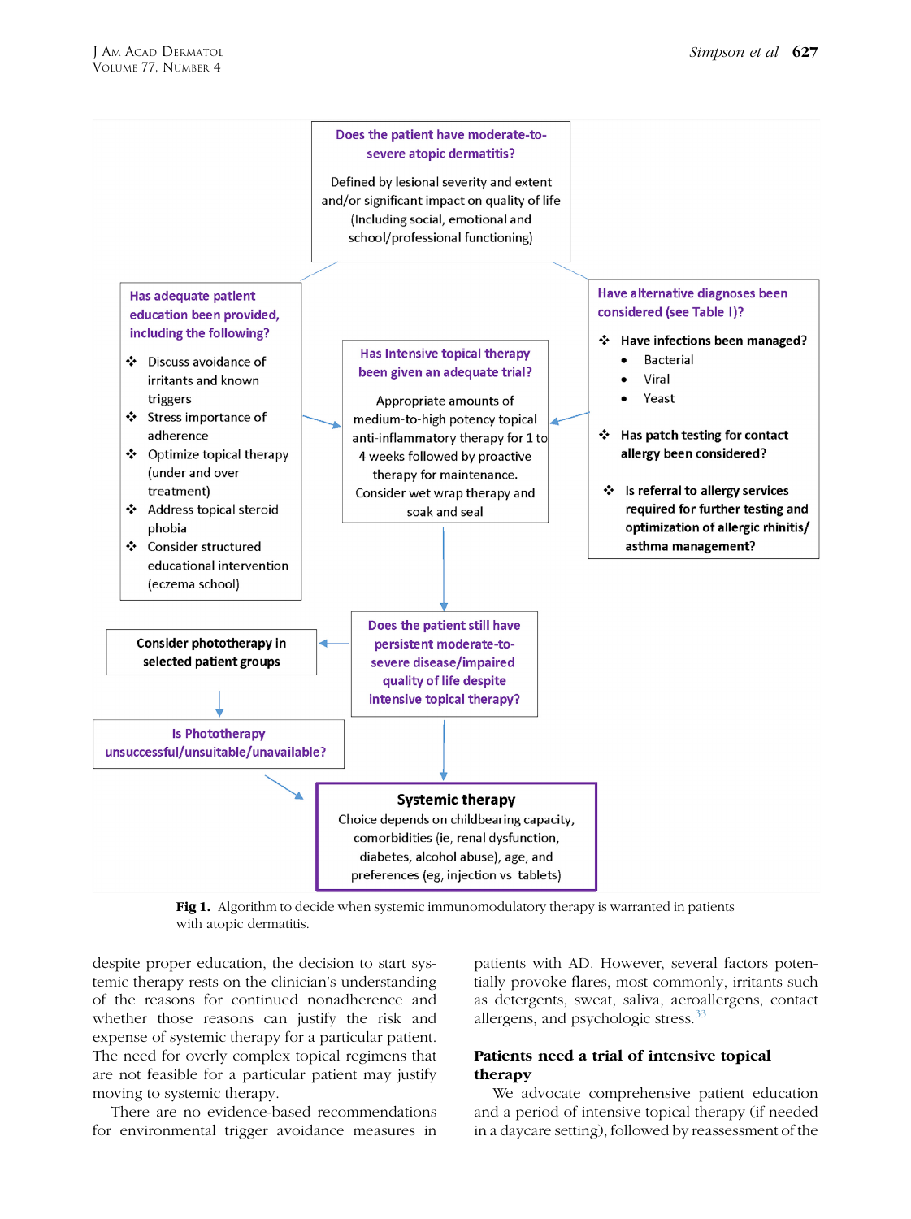Does the patient have moderate-to-severe atopic dermatitis?

Defined by lesional severity and extent and/or significant impact on quality of life (Including social, emotional and school/professional functioning)

Has adequate patient education been provided, including the following?

- Discuss avoidance of irritants and known triggers
- Stress importance of adherence
- Optimize topical therapy (under and over treatment)
- Address topical steroid phobia
- Consider structured educational intervention (eczema school)

Has Intensive topical therapy been given an adequate trial?

Appropriate amounts of medium-to-high potency topical anti-inflammatory therapy for 1 to 4 weeks followed by proactive therapy for maintenance. Consider wet wrap therapy and soak and seal

Have alternative diagnoses been considered (see Table I)?

- Have infections been managed?
  - Bacterial
  - Viral
  - Yeast
- Has patch testing for contact allergy been considered?
- Is referral to allergy services required for further testing and optimization of allergic rhinitis/ asthma management?

Does the patient still have persistent moderate-to-severe disease/impaired quality of life despite intensive topical therapy?

Consider phototherapy in selected patient groups

Is Phototherapy unsuccessful/unsuitable/unavailable?

Systemic therapy

Choice depends on childbearing capacity, comorbidities (ie, renal dysfunction, diabetes, alcohol abuse), age, and preferences (eg, injection vs tablets)

**Fig 1.** Algorithm to decide when systemic immunomodulatory therapy is warranted in patients with atopic dermatitis.

despite proper education, the decision to start systemic therapy rests on the clinician's understanding of the reasons for continued nonadherence and whether those reasons can justify the risk and expense of systemic therapy for a particular patient. The need for overly complex topical regimens that are not feasible for a particular patient may justify moving to systemic therapy.

There are no evidence-based recommendations for environmental trigger avoidance measures in patients with AD. However, several factors potentially provoke flares, most commonly, irritants such as detergents, sweat, saliva, aeroallergens, contact allergens, and psychologic stress.[33]

## Patients need a trial of intensive topical therapy

We advocate comprehensive patient education and a period of intensive topical therapy (if needed in a daycare setting), followed by reassessment of the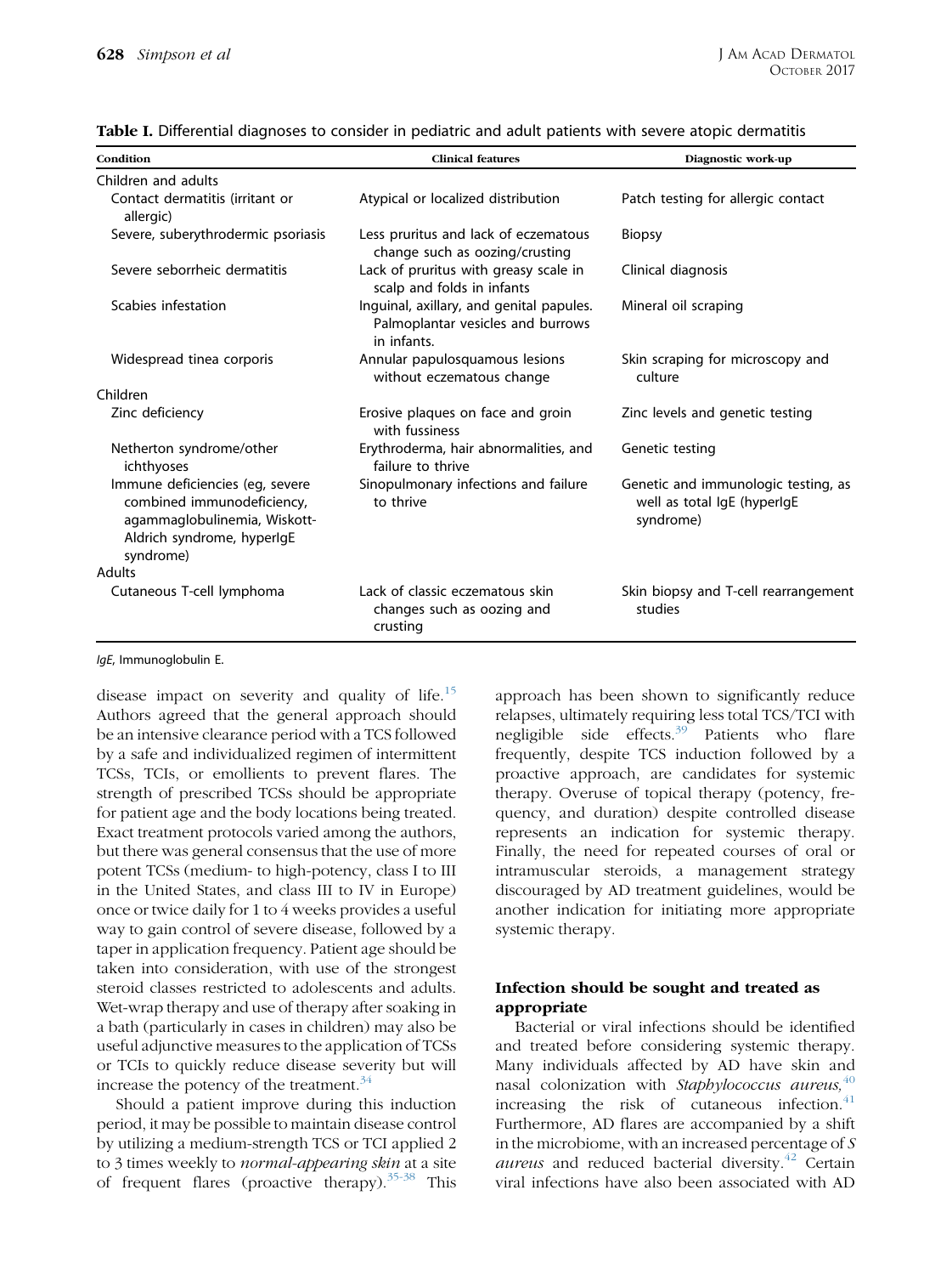**Table I.** Differential diagnoses to consider in pediatric and adult patients with severe atopic dermatitis

| Condition | Clinical features | Diagnostic work-up |
|---|---|---|
| Children and adults | | |
| Contact dermatitis (irritant or allergic) | Atypical or localized distribution | Patch testing for allergic contact |
| Severe, suberythrodermic psoriasis | Less pruritus and lack of eczematous change such as oozing/crusting | Biopsy |
| Severe seborrheic dermatitis | Lack of pruritus with greasy scale in scalp and folds in infants | Clinical diagnosis |
| Scabies infestation | Inguinal, axillary, and genital papules. Palmoplantar vesicles and burrows in infants. | Mineral oil scraping |
| Widespread tinea corporis | Annular papulosquamous lesions without eczematous change | Skin scraping for microscopy and culture |
| Children | | |
| Zinc deficiency | Erosive plaques on face and groin with fussiness | Zinc levels and genetic testing |
| Netherton syndrome/other ichthyoses | Erythroderma, hair abnormalities, and failure to thrive | Genetic testing |
| Immune deficiencies (eg, severe combined immunodeficiency, agammaglobulinemia, Wiskott-Aldrich syndrome, hyperIgE syndrome) | Sinopulmonary infections and failure to thrive | Genetic and immunologic testing, as well as total IgE (hyperIgE syndrome) |
| Adults | | |
| Cutaneous T-cell lymphoma | Lack of classic eczematous skin changes such as oozing and crusting | Skin biopsy and T-cell rearrangement studies |

*IgE*, Immunoglobulin E.

disease impact on severity and quality of life.[15] Authors agreed that the general approach should be an intensive clearance period with a TCS followed by a safe and individualized regimen of intermittent TCSs, TCIs, or emollients to prevent flares. The strength of prescribed TCSs should be appropriate for patient age and the body locations being treated. Exact treatment protocols varied among the authors, but there was general consensus that the use of more potent TCSs (medium- to high-potency, class I to III in the United States, and class III to IV in Europe) once or twice daily for 1 to 4 weeks provides a useful way to gain control of severe disease, followed by a taper in application frequency. Patient age should be taken into consideration, with use of the strongest steroid classes restricted to adolescents and adults. Wet-wrap therapy and use of therapy after soaking in a bath (particularly in cases in children) may also be useful adjunctive measures to the application of TCSs or TCIs to quickly reduce disease severity but will increase the potency of the treatment.[34]

Should a patient improve during this induction period, it may be possible to maintain disease control by utilizing a medium-strength TCS or TCI applied 2 to 3 times weekly to *normal-appearing skin* at a site of frequent flares (proactive therapy).[35-38] This approach has been shown to significantly reduce relapses, ultimately requiring less total TCS/TCI with negligible side effects.[39] Patients who flare frequently, despite TCS induction followed by a proactive approach, are candidates for systemic therapy. Overuse of topical therapy (potency, frequency, and duration) despite controlled disease represents an indication for systemic therapy. Finally, the need for repeated courses of oral or intramuscular steroids, a management strategy discouraged by AD treatment guidelines, would be another indication for initiating more appropriate systemic therapy.

### Infection should be sought and treated as appropriate

Bacterial or viral infections should be identified and treated before considering systemic therapy. Many individuals affected by AD have skin and nasal colonization with *Staphylococcus aureus,*[40] increasing the risk of cutaneous infection.[41] Furthermore, AD flares are accompanied by a shift in the microbiome, with an increased percentage of *S aureus* and reduced bacterial diversity.[42] Certain viral infections have also been associated with AD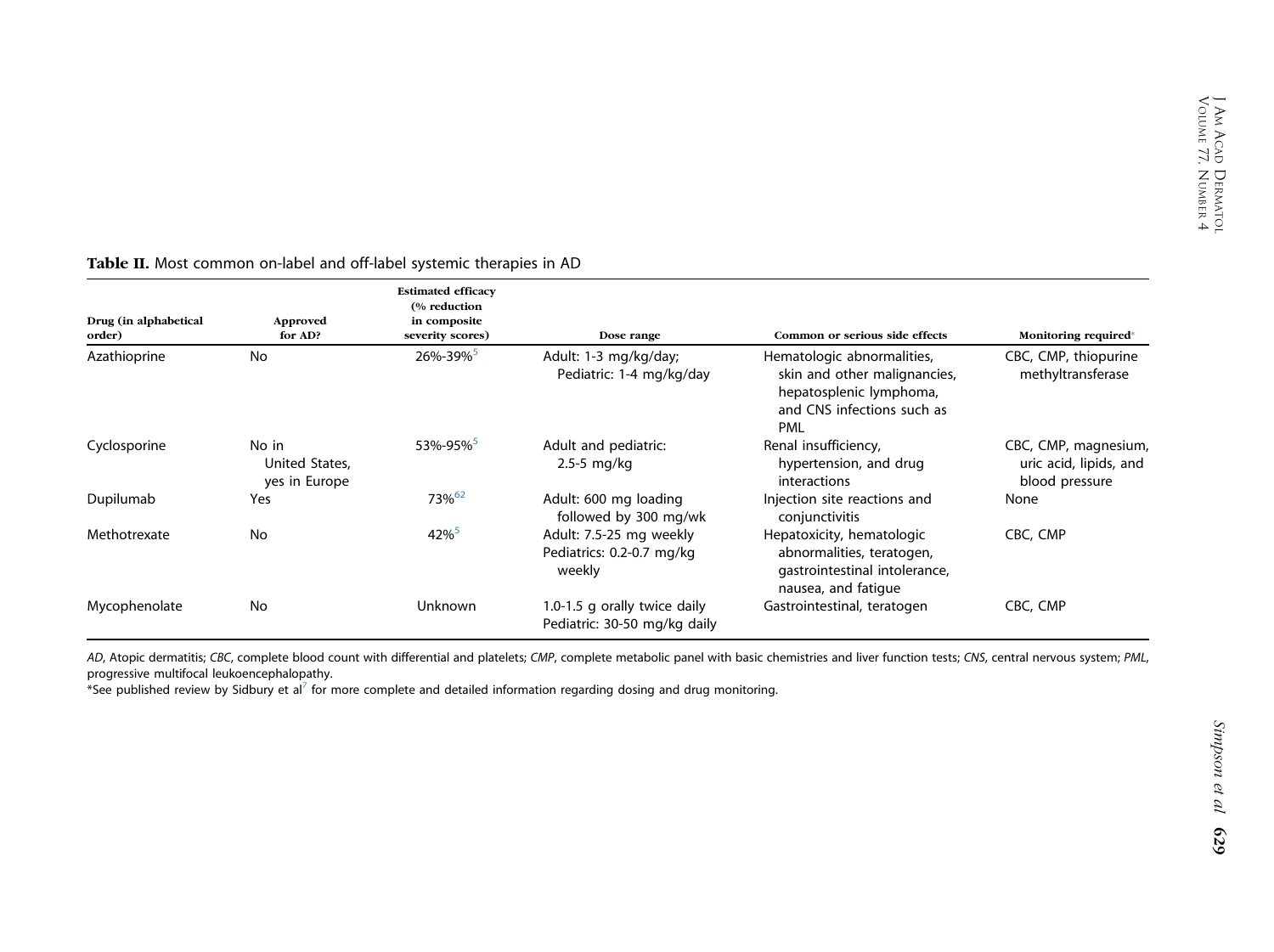**Table II.** Most common on-label and off-label systemic therapies in AD

| Drug (in alphabetical order) | Approved for AD? | Estimated efficacy (% reduction in composite severity scores) | Dose range | Common or serious side effects | Monitoring required* |
|---|---|---|---|---|---|
| Azathioprine | No | 26%-39%[5] | Adult: 1-3 mg/kg/day; Pediatric: 1-4 mg/kg/day | Hematologic abnormalities, skin and other malignancies, hepatosplenic lymphoma, and CNS infections such as PML | CBC, CMP, thiopurine methyltransferase |
| Cyclosporine | No in United States, yes in Europe | 53%-95%[5] | Adult and pediatric: 2.5-5 mg/kg | Renal insufficiency, hypertension, and drug interactions | CBC, CMP, magnesium, uric acid, lipids, and blood pressure |
| Dupilumab | Yes | 73%[62] | Adult: 600 mg loading followed by 300 mg/wk | Injection site reactions and conjunctivitis | None |
| Methotrexate | No | 42%[5] | Adult: 7.5-25 mg weekly Pediatrics: 0.2-0.7 mg/kg weekly | Hepatoxicity, hematologic abnormalities, teratogen, gastrointestinal intolerance, nausea, and fatigue | CBC, CMP |
| Mycophenolate | No | Unknown | 1.0-1.5 g orally twice daily Pediatric: 30-50 mg/kg daily | Gastrointestinal, teratogen | CBC, CMP |

*AD*, Atopic dermatitis; *CBC*, complete blood count with differential and platelets; *CMP*, complete metabolic panel with basic chemistries and liver function tests; *CNS*, central nervous system; *PML*, progressive multifocal leukoencephalopathy.

*See published review by Sidbury et al[7] for more complete and detailed information regarding dosing and drug monitoring.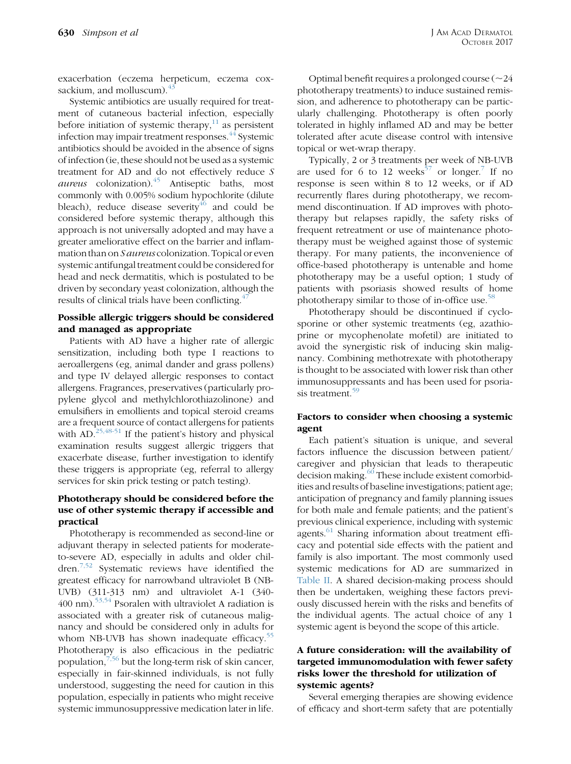exacerbation (eczema herpeticum, eczema coxsackium, and molluscum).[43]

Systemic antibiotics are usually required for treatment of cutaneous bacterial infection, especially before initiation of systemic therapy,[11] as persistent infection may impair treatment responses.[44] Systemic antibiotics should be avoided in the absence of signs of infection (ie, these should not be used as a systemic treatment for AD and do not effectively reduce *S aureus* colonization).[45] Antiseptic baths, most commonly with 0.005% sodium hypochlorite (dilute bleach), reduce disease severity[46] and could be considered before systemic therapy, although this approach is not universally adopted and may have a greater ameliorative effect on the barrier and inflammation than on *S aureus* colonization. Topical or even systemic antifungal treatment could be considered for head and neck dermatitis, which is postulated to be driven by secondary yeast colonization, although the results of clinical trials have been conflicting.[47]

### Possible allergic triggers should be considered and managed as appropriate

Patients with AD have a higher rate of allergic sensitization, including both type I reactions to aeroallergens (eg, animal dander and grass pollens) and type IV delayed allergic responses to contact allergens. Fragrances, preservatives (particularly propylene glycol and methylchlorothiazolinone) and emulsifiers in emollients and topical steroid creams are a frequent source of contact allergens for patients with AD.[25,48-51] If the patient's history and physical examination results suggest allergic triggers that exacerbate disease, further investigation to identify these triggers is appropriate (eg, referral to allergy services for skin prick testing or patch testing).

### Phototherapy should be considered before the use of other systemic therapy if accessible and practical

Phototherapy is recommended as second-line or adjuvant therapy in selected patients for moderate-to-severe AD, especially in adults and older children.[7,52] Systematic reviews have identified the greatest efficacy for narrowband ultraviolet B (NB-UVB) (311-313 nm) and ultraviolet A-1 (340-400 nm).[53,54] Psoralen with ultraviolet A radiation is associated with a greater risk of cutaneous malignancy and should be considered only in adults for whom NB-UVB has shown inadequate efficacy.[55] Phototherapy is also efficacious in the pediatric population,[7,56] but the long-term risk of skin cancer, especially in fair-skinned individuals, is not fully understood, suggesting the need for caution in this population, especially in patients who might receive systemic immunosuppressive medication later in life.

Optimal benefit requires a prolonged course (~24 phototherapy treatments) to induce sustained remission, and adherence to phototherapy can be particularly challenging. Phototherapy is often poorly tolerated in highly inflamed AD and may be better tolerated after acute disease control with intensive topical or wet-wrap therapy.

Typically, 2 or 3 treatments per week of NB-UVB are used for 6 to 12 weeks[57] or longer.[7] If no response is seen within 8 to 12 weeks, or if AD recurrently flares during phototherapy, we recommend discontinuation. If AD improves with phototherapy but relapses rapidly, the safety risks of frequent retreatment or use of maintenance phototherapy must be weighed against those of systemic therapy. For many patients, the inconvenience of office-based phototherapy is untenable and home phototherapy may be a useful option; 1 study of patients with psoriasis showed results of home phototherapy similar to those of in-office use.[58]

Phototherapy should be discontinued if cyclosporine or other systemic treatments (eg, azathioprine or mycophenolate mofetil) are initiated to avoid the synergistic risk of inducing skin malignancy. Combining methotrexate with phototherapy is thought to be associated with lower risk than other immunosuppressants and has been used for psoriasis treatment.[59]

### Factors to consider when choosing a systemic agent

Each patient's situation is unique, and several factors influence the discussion between patient/caregiver and physician that leads to therapeutic decision making.[60] These include existent comorbidities and results of baseline investigations; patient age; anticipation of pregnancy and family planning issues for both male and female patients; and the patient's previous clinical experience, including with systemic agents.[61] Sharing information about treatment efficacy and potential side effects with the patient and family is also important. The most commonly used systemic medications for AD are summarized in Table II. A shared decision-making process should then be undertaken, weighing these factors previously discussed herein with the risks and benefits of the individual agents. The actual choice of any 1 systemic agent is beyond the scope of this article.

### A future consideration: will the availability of targeted immunomodulation with fewer safety risks lower the threshold for utilization of systemic agents?

Several emerging therapies are showing evidence of efficacy and short-term safety that are potentially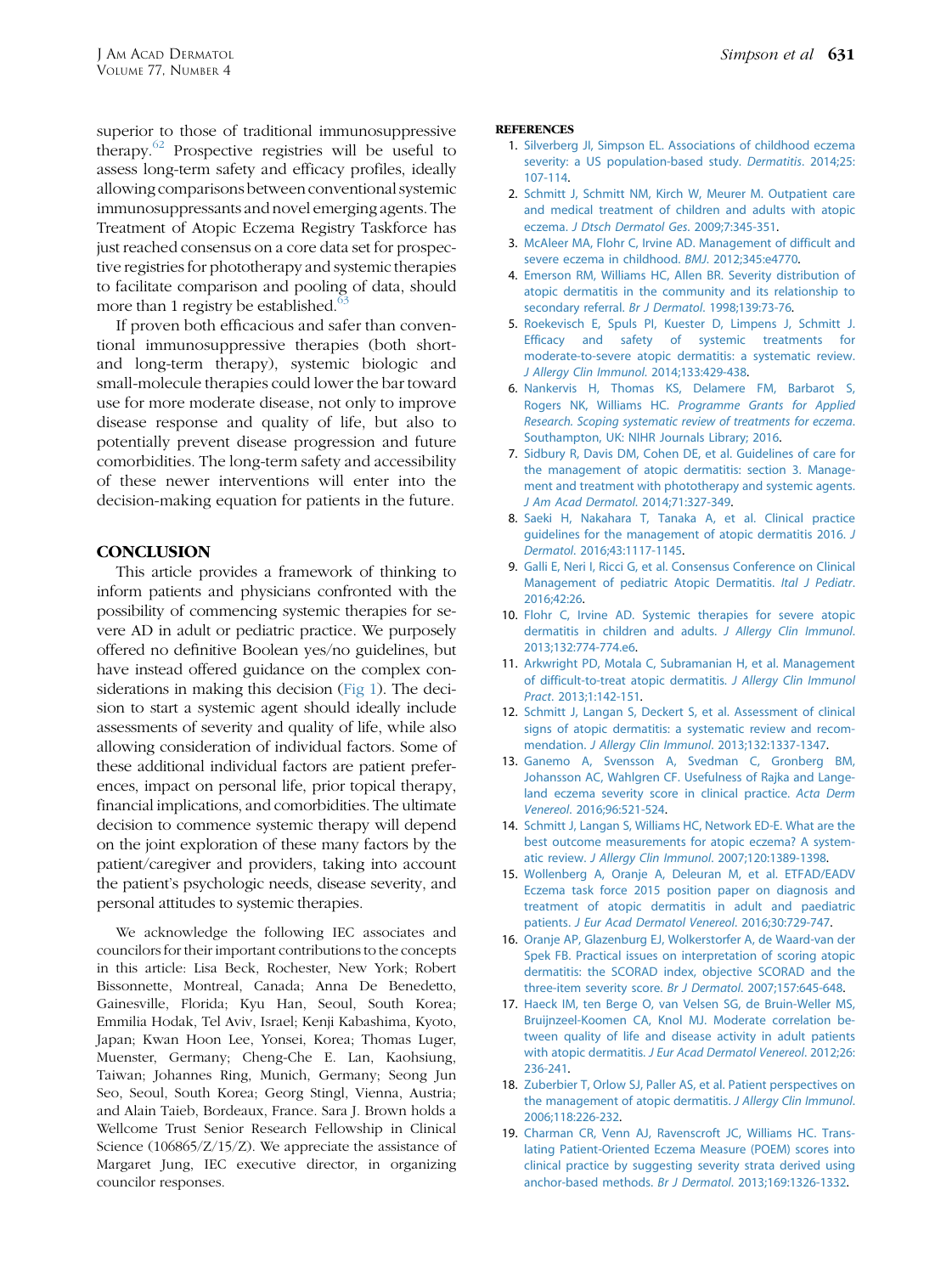superior to those of traditional immunosuppressive therapy.[62] Prospective registries will be useful to assess long-term safety and efficacy profiles, ideally allowing comparisons between conventional systemic immunosuppressants and novel emerging agents. The Treatment of Atopic Eczema Registry Taskforce has just reached consensus on a core data set for prospective registries for phototherapy and systemic therapies to facilitate comparison and pooling of data, should more than 1 registry be established.[63]

If proven both efficacious and safer than conventional immunosuppressive therapies (both short- and long-term therapy), systemic biologic and small-molecule therapies could lower the bar toward use for more moderate disease, not only to improve disease response and quality of life, but also to potentially prevent disease progression and future comorbidities. The long-term safety and accessibility of these newer interventions will enter into the decision-making equation for patients in the future.

## CONCLUSION

This article provides a framework of thinking to inform patients and physicians confronted with the possibility of commencing systemic therapies for severe AD in adult or pediatric practice. We purposely offered no definitive Boolean yes/no guidelines, but have instead offered guidance on the complex considerations in making this decision (Fig 1). The decision to start a systemic agent should ideally include assessments of severity and quality of life, while also allowing consideration of individual factors. Some of these additional individual factors are patient preferences, impact on personal life, prior topical therapy, financial implications, and comorbidities. The ultimate decision to commence systemic therapy will depend on the joint exploration of these many factors by the patient/caregiver and providers, taking into account the patient's psychologic needs, disease severity, and personal attitudes to systemic therapies.

We acknowledge the following IEC associates and councilors for their important contributions to the concepts in this article: Lisa Beck, Rochester, New York; Robert Bissonnette, Montreal, Canada; Anna De Benedetto, Gainesville, Florida; Kyu Han, Seoul, South Korea; Emmilia Hodak, Tel Aviv, Israel; Kenji Kabashima, Kyoto, Japan; Kwan Hoon Lee, Yonsei, Korea; Thomas Luger, Muenster, Germany; Cheng-Che E. Lan, Kaohsiung, Taiwan; Johannes Ring, Munich, Germany; Seong Jun Seo, Seoul, South Korea; Georg Stingl, Vienna, Austria; and Alain Taieb, Bordeaux, France. Sara J. Brown holds a Wellcome Trust Senior Research Fellowship in Clinical Science (106865/Z/15/Z). We appreciate the assistance of Margaret Jung, IEC executive director, in organizing councilor responses.

## REFERENCES

1. Silverberg JI, Simpson EL. Associations of childhood eczema severity: a US population-based study. *Dermatitis*. 2014;25:107-114.
2. Schmitt J, Schmitt NM, Kirch W, Meurer M. Outpatient care and medical treatment of children and adults with atopic eczema. *J Dtsch Dermatol Ges*. 2009;7:345-351.
3. McAleer MA, Flohr C, Irvine AD. Management of difficult and severe eczema in childhood. *BMJ*. 2012;345:e4770.
4. Emerson RM, Williams HC, Allen BR. Severity distribution of atopic dermatitis in the community and its relationship to secondary referral. *Br J Dermatol*. 1998;139:73-76.
5. Roekevisch E, Spuls PI, Kuester D, Limpens J, Schmitt J. Efficacy and safety of systemic treatments for moderate-to-severe atopic dermatitis: a systematic review. *J Allergy Clin Immunol*. 2014;133:429-438.
6. Nankervis H, Thomas KS, Delamere FM, Barbarot S, Rogers NK, Williams HC. *Programme Grants for Applied Research. Scoping systematic review of treatments for eczema*. Southampton, UK: NIHR Journals Library; 2016.
7. Sidbury R, Davis DM, Cohen DE, et al. Guidelines of care for the management of atopic dermatitis: section 3. Management and treatment with phototherapy and systemic agents. *J Am Acad Dermatol*. 2014;71:327-349.
8. Saeki H, Nakahara T, Tanaka A, et al. Clinical practice guidelines for the management of atopic dermatitis 2016. *J Dermatol*. 2016;43:1117-1145.
9. Galli E, Neri I, Ricci G, et al. Consensus Conference on Clinical Management of pediatric Atopic Dermatitis. *Ital J Pediatr*. 2016;42:26.
10. Flohr C, Irvine AD. Systemic therapies for severe atopic dermatitis in children and adults. *J Allergy Clin Immunol*. 2013;132:774-774.e6.
11. Arkwright PD, Motala C, Subramanian H, et al. Management of difficult-to-treat atopic dermatitis. *J Allergy Clin Immunol Pract*. 2013;1:142-151.
12. Schmitt J, Langan S, Deckert S, et al. Assessment of clinical signs of atopic dermatitis: a systematic review and recommendation. *J Allergy Clin Immunol*. 2013;132:1337-1347.
13. Ganemo A, Svensson A, Svedman C, Gronberg BM, Johansson AC, Wahlgren CF. Usefulness of Rajka and Langeland eczema severity score in clinical practice. *Acta Derm Venereol*. 2016;96:521-524.
14. Schmitt J, Langan S, Williams HC, Network ED-E. What are the best outcome measurements for atopic eczema? A systematic review. *J Allergy Clin Immunol*. 2007;120:1389-1398.
15. Wollenberg A, Oranje A, Deleuran M, et al. ETFAD/EADV Eczema task force 2015 position paper on diagnosis and treatment of atopic dermatitis in adult and paediatric patients. *J Eur Acad Dermatol Venereol*. 2016;30:729-747.
16. Oranje AP, Glazenburg EJ, Wolkerstorfer A, de Waard-van der Spek FB. Practical issues on interpretation of scoring atopic dermatitis: the SCORAD index, objective SCORAD and the three-item severity score. *Br J Dermatol*. 2007;157:645-648.
17. Haeck IM, ten Berge O, van Velsen SG, de Bruin-Weller MS, Bruijnzeel-Koomen CA, Knol MJ. Moderate correlation between quality of life and disease activity in adult patients with atopic dermatitis. *J Eur Acad Dermatol Venereol*. 2012;26:236-241.
18. Zuberbier T, Orlow SJ, Paller AS, et al. Patient perspectives on the management of atopic dermatitis. *J Allergy Clin Immunol*. 2006;118:226-232.
19. Charman CR, Venn AJ, Ravenscroft JC, Williams HC. Translating Patient-Oriented Eczema Measure (POEM) scores into clinical practice by suggesting severity strata derived using anchor-based methods. *Br J Dermatol*. 2013;169:1326-1332.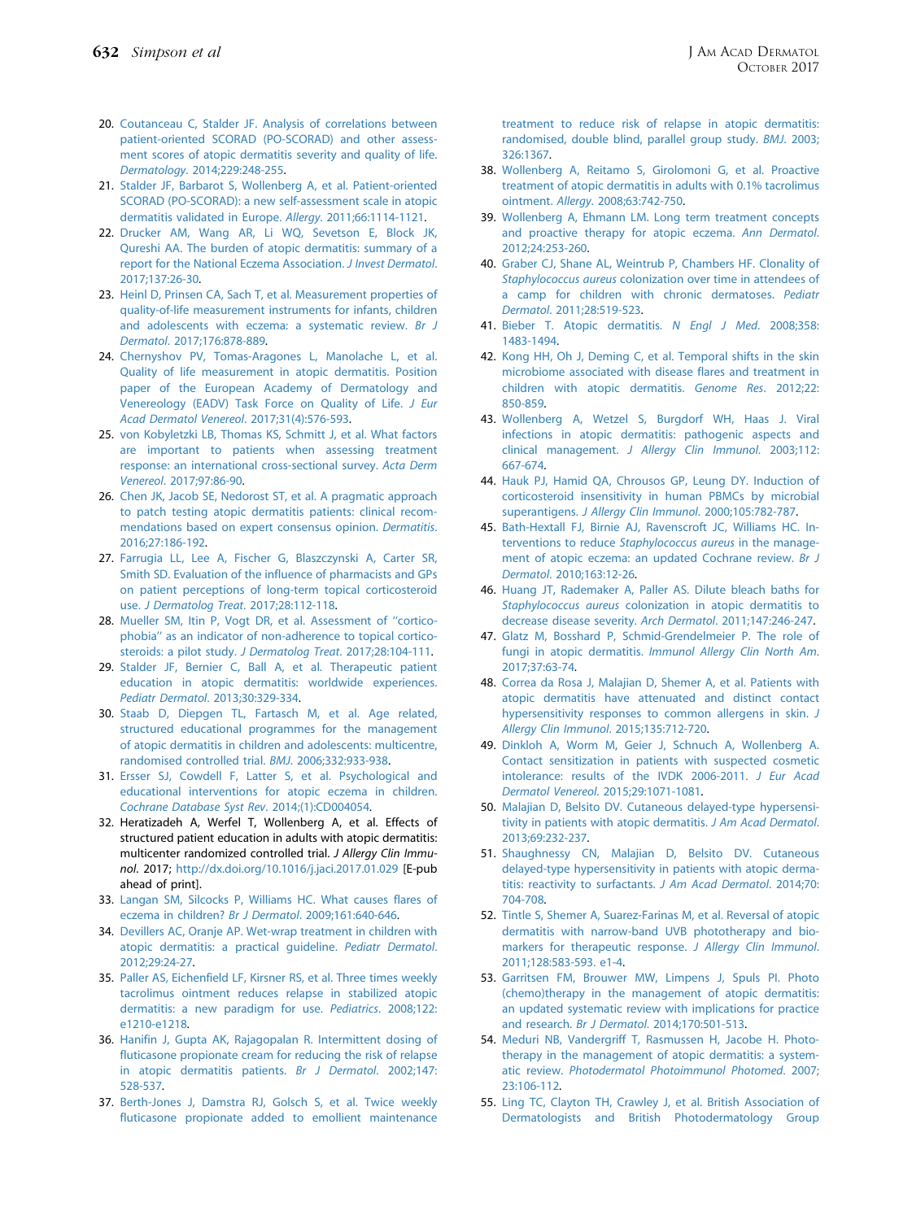20. Coutanceau C, Stalder JF. Analysis of correlations between patient-oriented SCORAD (PO-SCORAD) and other assessment scores of atopic dermatitis severity and quality of life. *Dermatology*. 2014;229:248-255.
21. Stalder JF, Barbarot S, Wollenberg A, et al. Patient-oriented SCORAD (PO-SCORAD): a new self-assessment scale in atopic dermatitis validated in Europe. *Allergy*. 2011;66:1114-1121.
22. Drucker AM, Wang AR, Li WQ, Sevetson E, Block JK, Qureshi AA. The burden of atopic dermatitis: summary of a report for the National Eczema Association. *J Invest Dermatol*. 2017;137:26-30.
23. Heinl D, Prinsen CA, Sach T, et al. Measurement properties of quality-of-life measurement instruments for infants, children and adolescents with eczema: a systematic review. *Br J Dermatol*. 2017;176:878-889.
24. Chernyshov PV, Tomas-Aragones L, Manolache L, et al. Quality of life measurement in atopic dermatitis. Position paper of the European Academy of Dermatology and Venereology (EADV) Task Force on Quality of Life. *J Eur Acad Dermatol Venereol*. 2017;31(4):576-593.
25. von Kobyletzki LB, Thomas KS, Schmitt J, et al. What factors are important to patients when assessing treatment response: an international cross-sectional survey. *Acta Derm Venereol*. 2017;97:86-90.
26. Chen JK, Jacob SE, Nedorost ST, et al. A pragmatic approach to patch testing atopic dermatitis patients: clinical recommendations based on expert consensus opinion. *Dermatitis*. 2016;27:186-192.
27. Farrugia LL, Lee A, Fischer G, Blaszczynski A, Carter SR, Smith SD. Evaluation of the influence of pharmacists and GPs on patient perceptions of long-term topical corticosteroid use. *J Dermatolog Treat*. 2017;28:112-118.
28. Mueller SM, Itin P, Vogt DR, et al. Assessment of "corticophobia" as an indicator of non-adherence to topical corticosteroids: a pilot study. *J Dermatolog Treat*. 2017;28:104-111.
29. Stalder JF, Bernier C, Ball A, et al. Therapeutic patient education in atopic dermatitis: worldwide experiences. *Pediatr Dermatol*. 2013;30:329-334.
30. Staab D, Diepgen TL, Fartasch M, et al. Age related, structured educational programmes for the management of atopic dermatitis in children and adolescents: multicentre, randomised controlled trial. *BMJ*. 2006;332:933-938.
31. Ersser SJ, Cowdell F, Latter S, et al. Psychological and educational interventions for atopic eczema in children. *Cochrane Database Syst Rev*. 2014;(1):CD004054.
32. Heratizadeh A, Werfel T, Wollenberg A, et al. Effects of structured patient education in adults with atopic dermatitis: multicenter randomized controlled trial. *J Allergy Clin Immunol*. 2017; http://dx.doi.org/10.1016/j.jaci.2017.01.029 [E-pub ahead of print].
33. Langan SM, Silcocks P, Williams HC. What causes flares of eczema in children? *Br J Dermatol*. 2009;161:640-646.
34. Devillers AC, Oranje AP. Wet-wrap treatment in children with atopic dermatitis: a practical guideline. *Pediatr Dermatol*. 2012;29:24-27.
35. Paller AS, Eichenfield LF, Kirsner RS, et al. Three times weekly tacrolimus ointment reduces relapse in stabilized atopic dermatitis: a new paradigm for use. *Pediatrics*. 2008;122:e1210-e1218.
36. Hanifin J, Gupta AK, Rajagopalan R. Intermittent dosing of fluticasone propionate cream for reducing the risk of relapse in atopic dermatitis patients. *Br J Dermatol*. 2002;147:528-537.
37. Berth-Jones J, Damstra RJ, Golsch S, et al. Twice weekly fluticasone propionate added to emollient maintenance treatment to reduce risk of relapse in atopic dermatitis: randomised, double blind, parallel group study. *BMJ*. 2003;326:1367.
38. Wollenberg A, Reitamo S, Girolomoni G, et al. Proactive treatment of atopic dermatitis in adults with 0.1% tacrolimus ointment. *Allergy*. 2008;63:742-750.
39. Wollenberg A, Ehmann LM. Long term treatment concepts and proactive therapy for atopic eczema. *Ann Dermatol*. 2012;24:253-260.
40. Graber CJ, Shane AL, Weintrub P, Chambers HF. Clonality of *Staphylococcus aureus* colonization over time in attendees of a camp for children with chronic dermatoses. *Pediatr Dermatol*. 2011;28:519-523.
41. Bieber T. Atopic dermatitis. *N Engl J Med*. 2008;358:1483-1494.
42. Kong HH, Oh J, Deming C, et al. Temporal shifts in the skin microbiome associated with disease flares and treatment in children with atopic dermatitis. *Genome Res*. 2012;22:850-859.
43. Wollenberg A, Wetzel S, Burgdorf WH, Haas J. Viral infections in atopic dermatitis: pathogenic aspects and clinical management. *J Allergy Clin Immunol*. 2003;112:667-674.
44. Hauk PJ, Hamid QA, Chrousos GP, Leung DY. Induction of corticosteroid insensitivity in human PBMCs by microbial superantigens. *J Allergy Clin Immunol*. 2000;105:782-787.
45. Bath-Hextall FJ, Birnie AJ, Ravenscroft JC, Williams HC. Interventions to reduce *Staphylococcus aureus* in the management of atopic eczema: an updated Cochrane review. *Br J Dermatol*. 2010;163:12-26.
46. Huang JT, Rademaker A, Paller AS. Dilute bleach baths for *Staphylococcus aureus* colonization in atopic dermatitis to decrease disease severity. *Arch Dermatol*. 2011;147:246-247.
47. Glatz M, Bosshard P, Schmid-Grendelmeier P. The role of fungi in atopic dermatitis. *Immunol Allergy Clin North Am*. 2017;37:63-74.
48. Correa da Rosa J, Malajian D, Shemer A, et al. Patients with atopic dermatitis have attenuated and distinct contact hypersensitivity responses to common allergens in skin. *J Allergy Clin Immunol*. 2015;135:712-720.
49. Dinkloh A, Worm M, Geier J, Schnuch A, Wollenberg A. Contact sensitization in patients with suspected cosmetic intolerance: results of the IVDK 2006-2011. *J Eur Acad Dermatol Venereol*. 2015;29:1071-1081.
50. Malajian D, Belsito DV. Cutaneous delayed-type hypersensitivity in patients with atopic dermatitis. *J Am Acad Dermatol*. 2013;69:232-237.
51. Shaughnessy CN, Malajian D, Belsito DV. Cutaneous delayed-type hypersensitivity in patients with atopic dermatitis: reactivity to surfactants. *J Am Acad Dermatol*. 2014;70:704-708.
52. Tintle S, Shemer A, Suarez-Farinas M, et al. Reversal of atopic dermatitis with narrow-band UVB phototherapy and biomarkers for therapeutic response. *J Allergy Clin Immunol*. 2011;128:583-593. e1-4.
53. Garritsen FM, Brouwer MW, Limpens J, Spuls PI. Photo (chemo)therapy in the management of atopic dermatitis: an updated systematic review with implications for practice and research. *Br J Dermatol*. 2014;170:501-513.
54. Meduri NB, Vandergriff T, Rasmussen H, Jacobe H. Phototherapy in the management of atopic dermatitis: a systematic review. *Photodermatol Photoimmunol Photomed*. 2007;23:106-112.
55. Ling TC, Clayton TH, Crawley J, et al. British Association of Dermatologists and British Photodermatology Group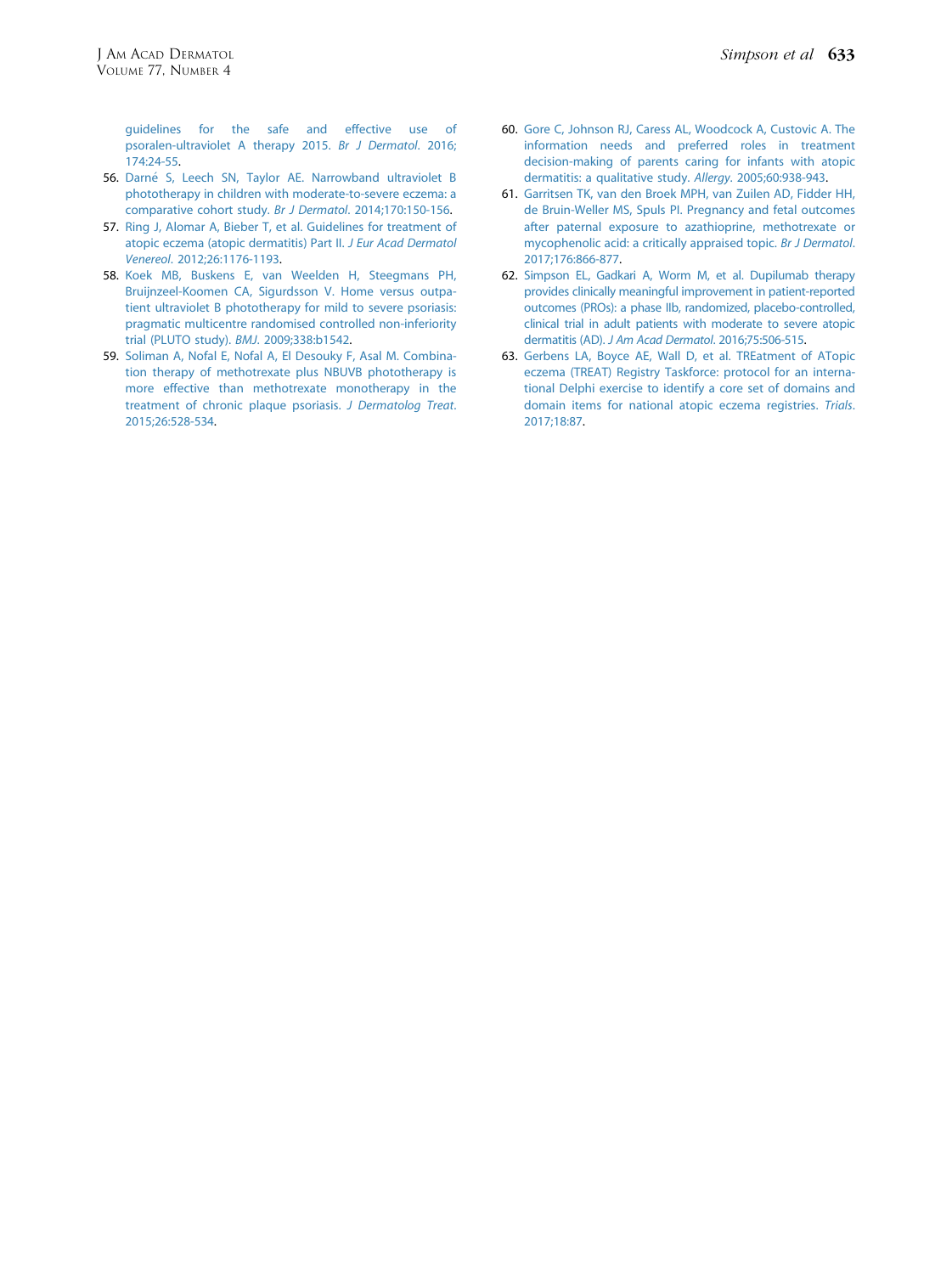guidelines for the safe and effective use of psoralen-ultraviolet A therapy 2015. *Br J Dermatol*. 2016;174:24-55.

56. Darné S, Leech SN, Taylor AE. Narrowband ultraviolet B phototherapy in children with moderate-to-severe eczema: a comparative cohort study. *Br J Dermatol*. 2014;170:150-156.
57. Ring J, Alomar A, Bieber T, et al. Guidelines for treatment of atopic eczema (atopic dermatitis) Part II. *J Eur Acad Dermatol Venereol*. 2012;26:1176-1193.
58. Koek MB, Buskens E, van Weelden H, Steegmans PH, Bruijnzeel-Koomen CA, Sigurdsson V. Home versus outpatient ultraviolet B phototherapy for mild to severe psoriasis: pragmatic multicentre randomised controlled non-inferiority trial (PLUTO study). *BMJ*. 2009;338:b1542.
59. Soliman A, Nofal E, Nofal A, El Desouky F, Asal M. Combination therapy of methotrexate plus NBUVB phototherapy is more effective than methotrexate monotherapy in the treatment of chronic plaque psoriasis. *J Dermatolog Treat*. 2015;26:528-534.
60. Gore C, Johnson RJ, Caress AL, Woodcock A, Custovic A. The information needs and preferred roles in treatment decision-making of parents caring for infants with atopic dermatitis: a qualitative study. *Allergy*. 2005;60:938-943.
61. Garritsen TK, van den Broek MPH, van Zuilen AD, Fidder HH, de Bruin-Weller MS, Spuls PI. Pregnancy and fetal outcomes after paternal exposure to azathioprine, methotrexate or mycophenolic acid: a critically appraised topic. *Br J Dermatol*. 2017;176:866-877.
62. Simpson EL, Gadkari A, Worm M, et al. Dupilumab therapy provides clinically meaningful improvement in patient-reported outcomes (PROs): a phase IIb, randomized, placebo-controlled, clinical trial in adult patients with moderate to severe atopic dermatitis (AD). *J Am Acad Dermatol*. 2016;75:506-515.
63. Gerbens LA, Boyce AE, Wall D, et al. TREatment of ATopic eczema (TREAT) Registry Taskforce: protocol for an international Delphi exercise to identify a core set of domains and domain items for national atopic eczema registries. *Trials*. 2017;18:87.